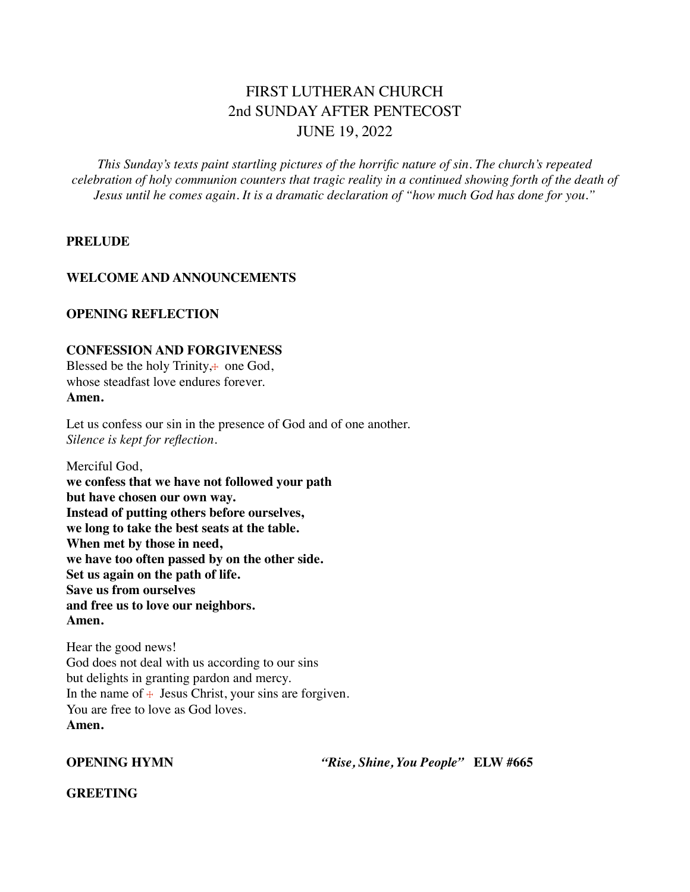# FIRST LUTHERAN CHURCH
## 2nd SUNDAY AFTER PENTECOST
## JUNE 19, 2022

*This Sunday's texts paint startling pictures of the horrific nature of sin. The church's repeated celebration of holy communion counters that tragic reality in a continued showing forth of the death of Jesus until he comes again. It is a dramatic declaration of "how much God has done for you."*

**PRELUDE**

**WELCOME AND ANNOUNCEMENTS**

**OPENING REFLECTION**

**CONFESSION AND FORGIVENESS**

Blessed be the holy Trinity,☩ one God,
whose steadfast love endures forever.
**Amen.**

Let us confess our sin in the presence of God and of one another.
*Silence is kept for reflection.*

Merciful God,
**we confess that we have not followed your path**
**but have chosen our own way.**
**Instead of putting others before ourselves,**
**we long to take the best seats at the table.**
**When met by those in need,**
**we have too often passed by on the other side.**
**Set us again on the path of life.**
**Save us from ourselves**
**and free us to love our neighbors.**
**Amen.**

Hear the good news!
God does not deal with us according to our sins
but delights in granting pardon and mercy.
In the name of ☩ Jesus Christ, your sins are forgiven.
You are free to love as God loves.
**Amen.**

**OPENING HYMN** *"Rise, Shine, You People"* **ELW #665**

**GREETING**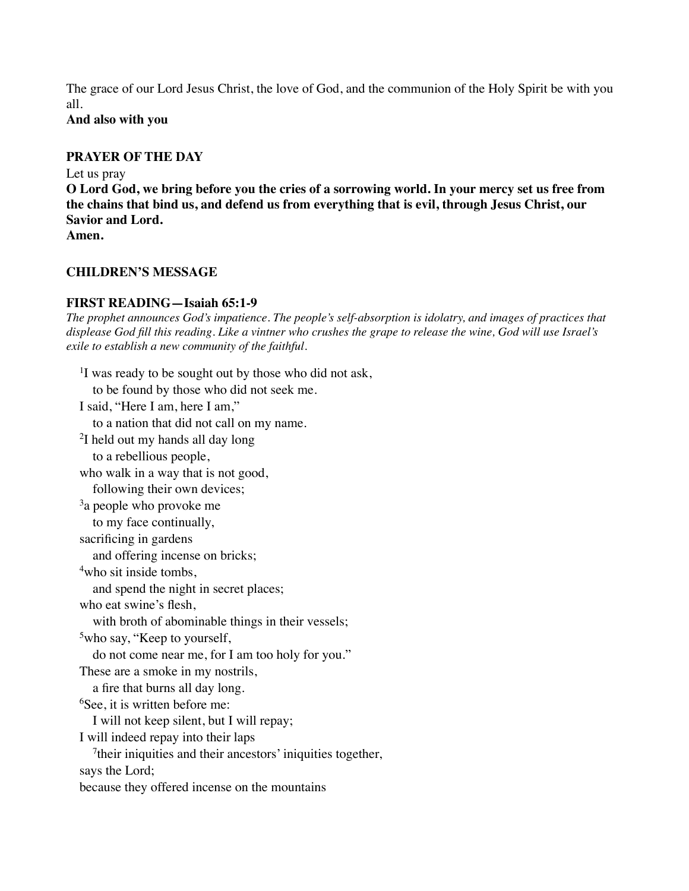The grace of our Lord Jesus Christ, the love of God, and the communion of the Holy Spirit be with you all.
**And also with you**

**PRAYER OF THE DAY**

Let us pray
**O Lord God, we bring before you the cries of a sorrowing world. In your mercy set us free from the chains that bind us, and defend us from everything that is evil, through Jesus Christ, our Savior and Lord.**
**Amen.**

**CHILDREN'S MESSAGE**

**FIRST READING—Isaiah 65:1-9**

*The prophet announces God's impatience. The people's self-absorption is idolatry, and images of practices that displease God fill this reading. Like a vintner who crushes the grape to release the wine, God will use Israel's exile to establish a new community of the faithful.*

[1]I was ready to be sought out by those who did not ask,
  to be found by those who did not seek me.
I said, "Here I am, here I am,"
  to a nation that did not call on my name.
[2]I held out my hands all day long
  to a rebellious people,
who walk in a way that is not good,
  following their own devices;
[3]a people who provoke me
  to my face continually,
sacrificing in gardens
  and offering incense on bricks;
[4]who sit inside tombs,
  and spend the night in secret places;
who eat swine's flesh,
  with broth of abominable things in their vessels;
[5]who say, "Keep to yourself,
  do not come near me, for I am too holy for you."
These are a smoke in my nostrils,
  a fire that burns all day long.
[6]See, it is written before me:
  I will not keep silent, but I will repay;
I will indeed repay into their laps
  [7]their iniquities and their ancestors' iniquities together,
says the Lord;
because they offered incense on the mountains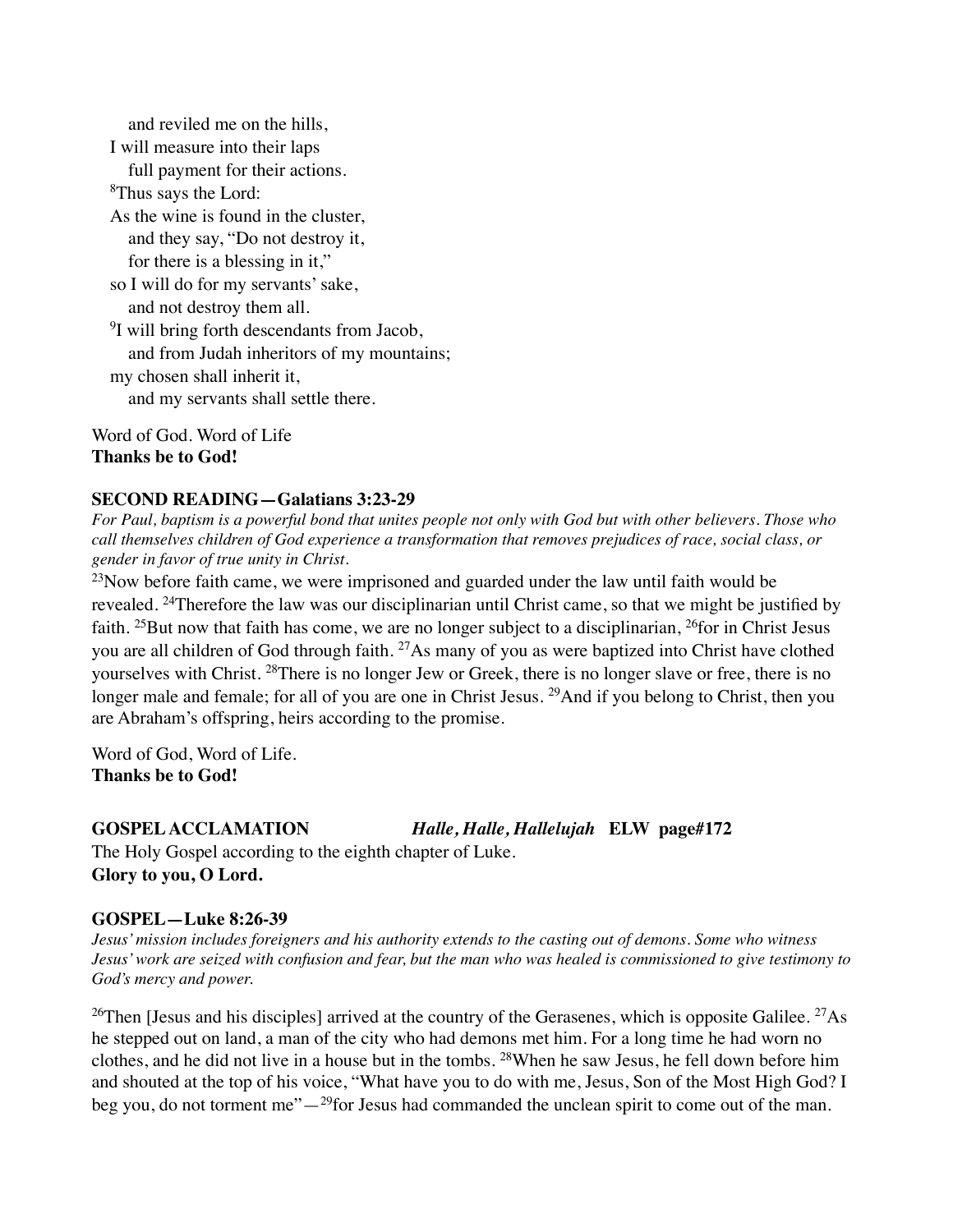and reviled me on the hills,
I will measure into their laps
full payment for their actions.
[8]Thus says the Lord:
As the wine is found in the cluster,
and they say, "Do not destroy it,
for there is a blessing in it,"
so I will do for my servants' sake,
and not destroy them all.
[9]I will bring forth descendants from Jacob,
and from Judah inheritors of my mountains;
my chosen shall inherit it,
and my servants shall settle there.

Word of God. Word of Life
**Thanks be to God!**

**SECOND READING—Galatians 3:23-29**

*For Paul, baptism is a powerful bond that unites people not only with God but with other believers. Those who call themselves children of God experience a transformation that removes prejudices of race, social class, or gender in favor of true unity in Christ.*

[23]Now before faith came, we were imprisoned and guarded under the law until faith would be revealed. [24]Therefore the law was our disciplinarian until Christ came, so that we might be justified by faith. [25]But now that faith has come, we are no longer subject to a disciplinarian, [26]for in Christ Jesus you are all children of God through faith. [27]As many of you as were baptized into Christ have clothed yourselves with Christ. [28]There is no longer Jew or Greek, there is no longer slave or free, there is no longer male and female; for all of you are one in Christ Jesus. [29]And if you belong to Christ, then you are Abraham's offspring, heirs according to the promise.

Word of God, Word of Life.
**Thanks be to God!**

**GOSPEL ACCLAMATION** ***Halle, Halle, Hallelujah*** **ELW page#172**

The Holy Gospel according to the eighth chapter of Luke.
**Glory to you, O Lord.**

**GOSPEL—Luke 8:26-39**

*Jesus' mission includes foreigners and his authority extends to the casting out of demons. Some who witness Jesus' work are seized with confusion and fear, but the man who was healed is commissioned to give testimony to God's mercy and power.*

[26]Then [Jesus and his disciples] arrived at the country of the Gerasenes, which is opposite Galilee. [27]As he stepped out on land, a man of the city who had demons met him. For a long time he had worn no clothes, and he did not live in a house but in the tombs. [28]When he saw Jesus, he fell down before him and shouted at the top of his voice, "What have you to do with me, Jesus, Son of the Most High God? I beg you, do not torment me"—[29]for Jesus had commanded the unclean spirit to come out of the man.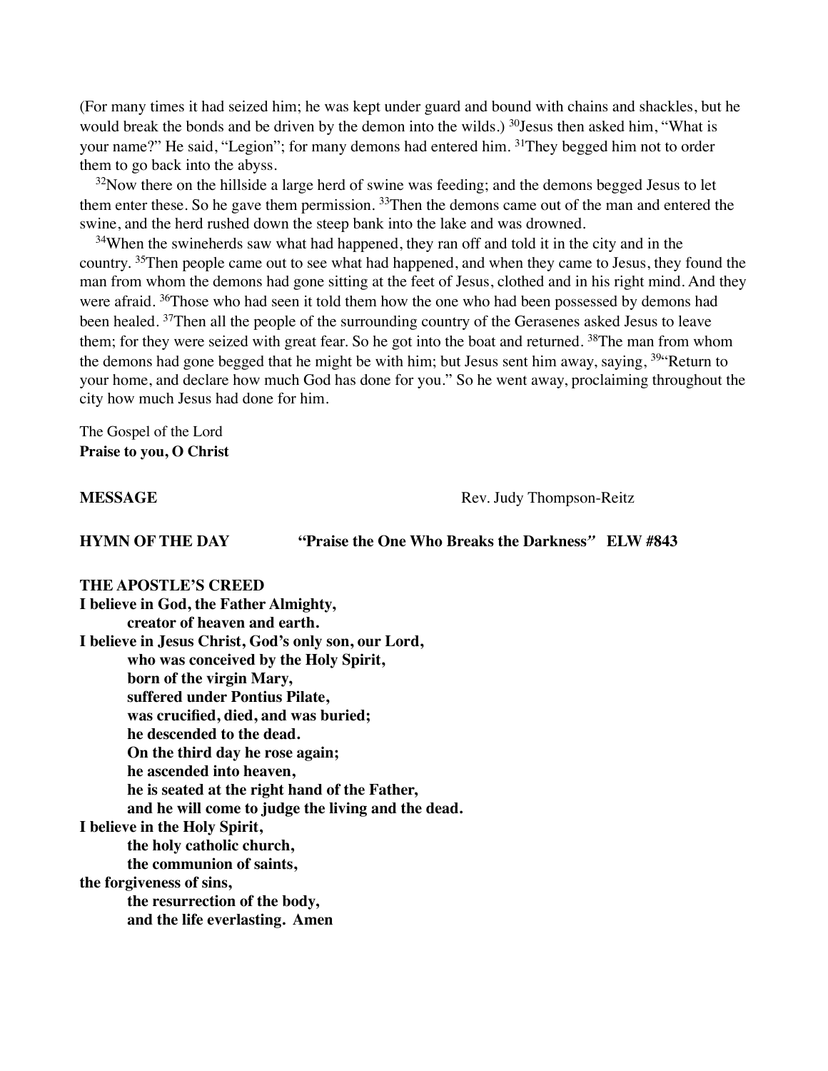(For many times it had seized him; he was kept under guard and bound with chains and shackles, but he would break the bonds and be driven by the demon into the wilds.) [30]Jesus then asked him, "What is your name?" He said, "Legion"; for many demons had entered him. [31]They begged him not to order them to go back into the abyss.

[32]Now there on the hillside a large herd of swine was feeding; and the demons begged Jesus to let them enter these. So he gave them permission. [33]Then the demons came out of the man and entered the swine, and the herd rushed down the steep bank into the lake and was drowned.

[34]When the swineherds saw what had happened, they ran off and told it in the city and in the country. [35]Then people came out to see what had happened, and when they came to Jesus, they found the man from whom the demons had gone sitting at the feet of Jesus, clothed and in his right mind. And they were afraid. [36]Those who had seen it told them how the one who had been possessed by demons had been healed. [37]Then all the people of the surrounding country of the Gerasenes asked Jesus to leave them; for they were seized with great fear. So he got into the boat and returned. [38]The man from whom the demons had gone begged that he might be with him; but Jesus sent him away, saying, [39]"Return to your home, and declare how much God has done for you." So he went away, proclaiming throughout the city how much Jesus had done for him.

The Gospel of the Lord
**Praise to you, O Christ**

**MESSAGE** Rev. Judy Thompson-Reitz

**HYMN OF THE DAY** **"Praise the One Who Breaks the Darkness" ELW #843**

**THE APOSTLE'S CREED**

**I believe in God, the Father Almighty,**
**creator of heaven and earth.**
**I believe in Jesus Christ, God's only son, our Lord,**
**who was conceived by the Holy Spirit,**
**born of the virgin Mary,**
**suffered under Pontius Pilate,**
**was crucified, died, and was buried;**
**he descended to the dead.**
**On the third day he rose again;**
**he ascended into heaven,**
**he is seated at the right hand of the Father,**
**and he will come to judge the living and the dead.**
**I believe in the Holy Spirit,**
**the holy catholic church,**
**the communion of saints,**
**the forgiveness of sins,**
**the resurrection of the body,**
**and the life everlasting. Amen**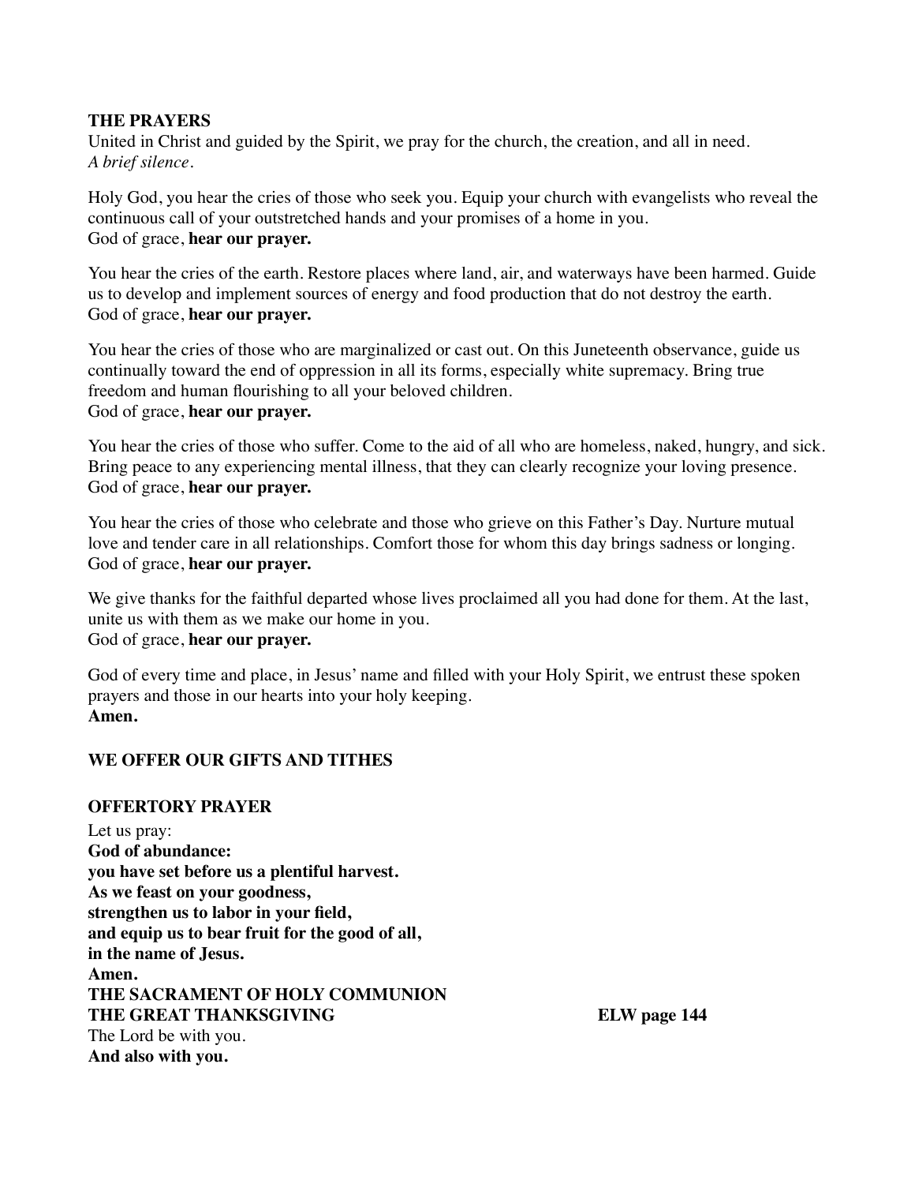**THE PRAYERS**
United in Christ and guided by the Spirit, we pray for the church, the creation, and all in need.
*A brief silence.*

Holy God, you hear the cries of those who seek you. Equip your church with evangelists who reveal the continuous call of your outstretched hands and your promises of a home in you.
God of grace, **hear our prayer.**

You hear the cries of the earth. Restore places where land, air, and waterways have been harmed. Guide us to develop and implement sources of energy and food production that do not destroy the earth.
God of grace, **hear our prayer.**

You hear the cries of those who are marginalized or cast out. On this Juneteenth observance, guide us continually toward the end of oppression in all its forms, especially white supremacy. Bring true freedom and human flourishing to all your beloved children.
God of grace, **hear our prayer.**

You hear the cries of those who suffer. Come to the aid of all who are homeless, naked, hungry, and sick. Bring peace to any experiencing mental illness, that they can clearly recognize your loving presence.
God of grace, **hear our prayer.**

You hear the cries of those who celebrate and those who grieve on this Father's Day. Nurture mutual love and tender care in all relationships. Comfort those for whom this day brings sadness or longing.
God of grace, **hear our prayer.**

We give thanks for the faithful departed whose lives proclaimed all you had done for them. At the last, unite us with them as we make our home in you.
God of grace, **hear our prayer.**

God of every time and place, in Jesus' name and filled with your Holy Spirit, we entrust these spoken prayers and those in our hearts into your holy keeping.
**Amen.**

**WE OFFER OUR GIFTS AND TITHES**

**OFFERTORY PRAYER**
Let us pray:
**God of abundance:**
**you have set before us a plentiful harvest.**
**As we feast on your goodness,**
**strengthen us to labor in your field,**
**and equip us to bear fruit for the good of all,**
**in the name of Jesus.**
**Amen.**
**THE SACRAMENT OF HOLY COMMUNION**
**THE GREAT THANKSGIVING** **ELW page 144**
The Lord be with you.
**And also with you.**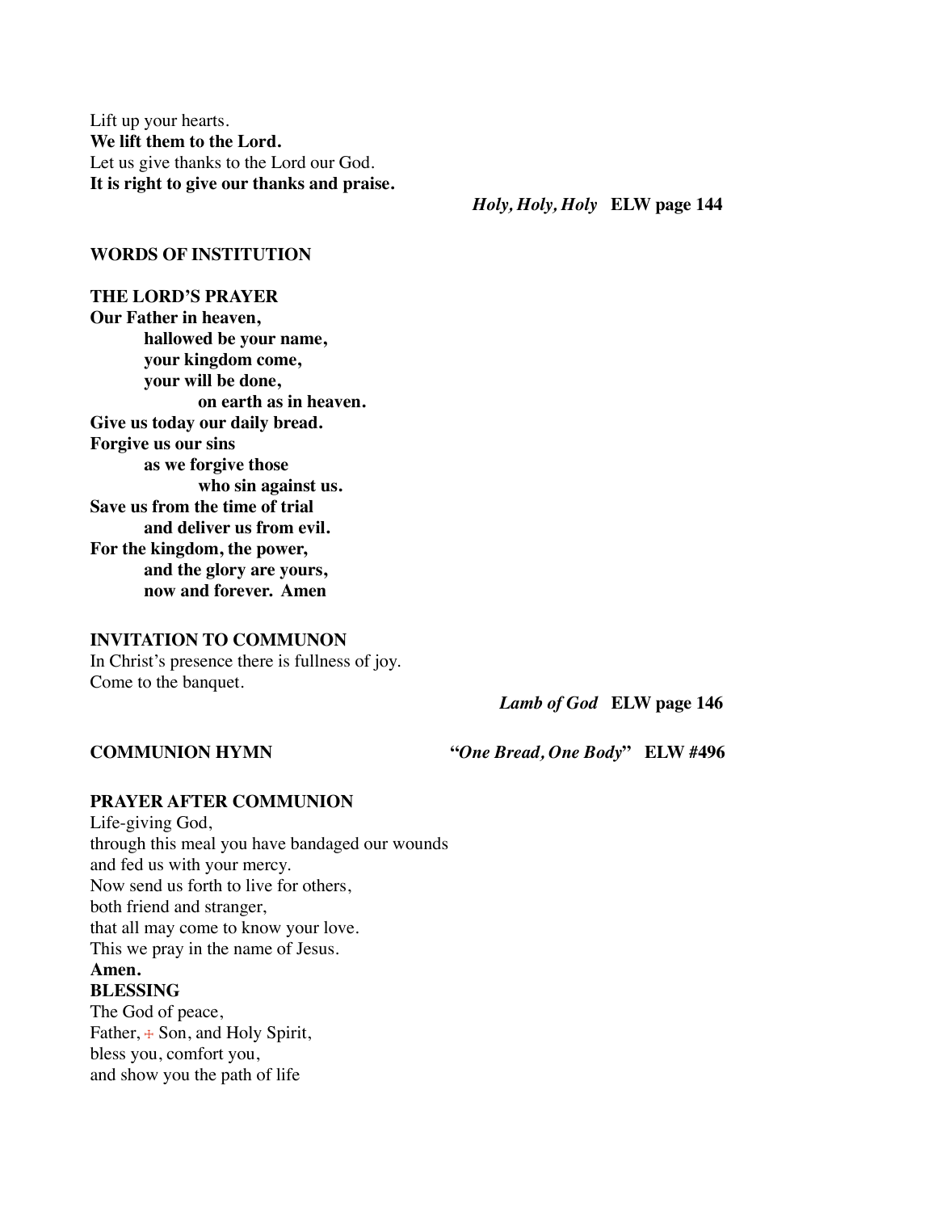Lift up your hearts.
**We lift them to the Lord.**
Let us give thanks to the Lord our God.
**It is right to give our thanks and praise.**

***Holy, Holy, Holy*** **ELW page 144**

**WORDS OF INSTITUTION**

**THE LORD'S PRAYER**
**Our Father in heaven,**
**hallowed be your name,**
**your kingdom come,**
**your will be done,**
**on earth as in heaven.**
**Give us today our daily bread.**
**Forgive us our sins**
**as we forgive those**
**who sin against us.**
**Save us from the time of trial**
**and deliver us from evil.**
**For the kingdom, the power,**
**and the glory are yours,**
**now and forever. Amen**

**INVITATION TO COMMUNON**
In Christ's presence there is fullness of joy.
Come to the banquet.

***Lamb of God*** **ELW page 146**

**COMMUNION HYMN** **"*One Bread, One Body*" ELW #496**

**PRAYER AFTER COMMUNION**
Life-giving God,
through this meal you have bandaged our wounds
and fed us with your mercy.
Now send us forth to live for others,
both friend and stranger,
that all may come to know your love.
This we pray in the name of Jesus.
**Amen.**

**BLESSING**
The God of peace,
Father, ☩ Son, and Holy Spirit,
bless you, comfort you,
and show you the path of life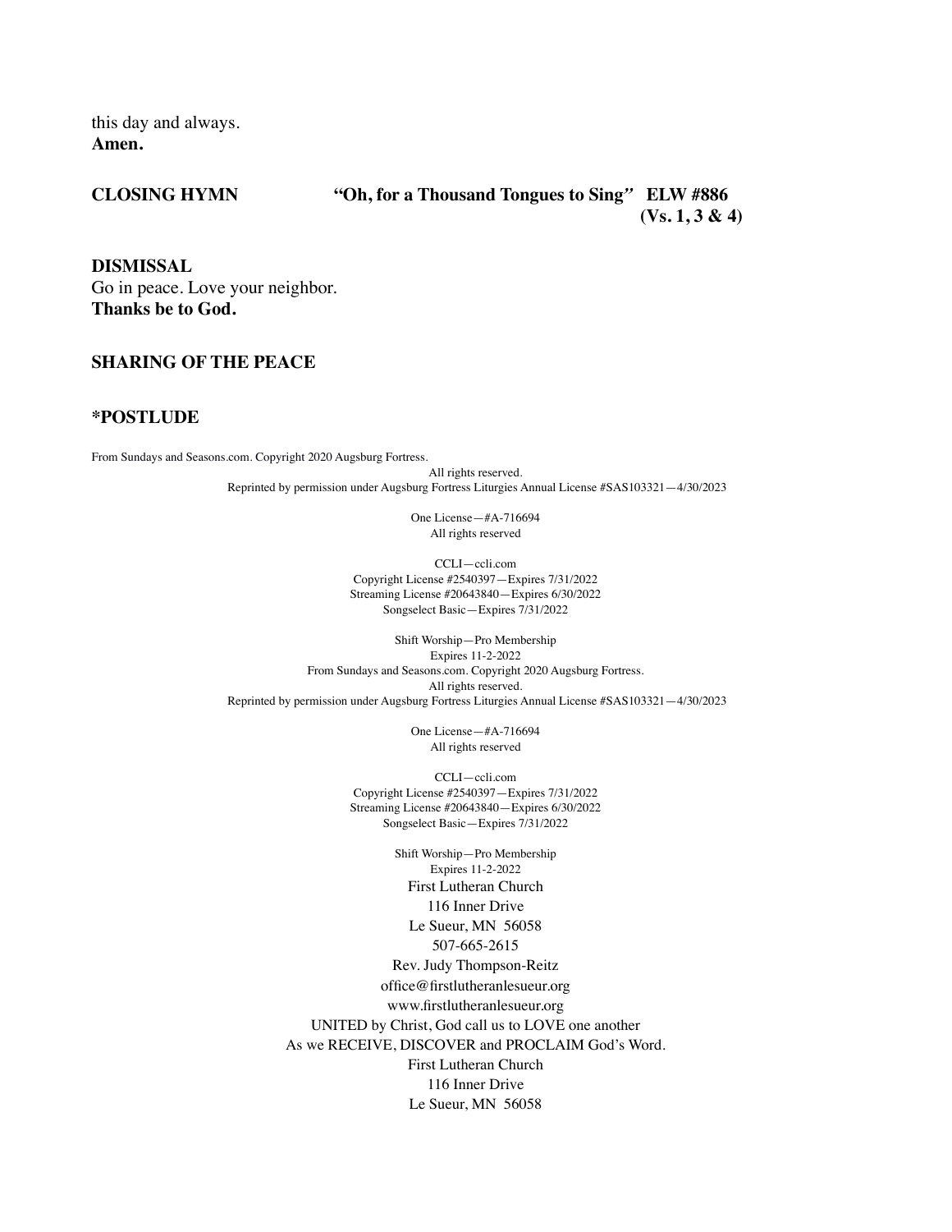this day and always.
**Amen.**

**CLOSING HYMN** **"Oh, for a Thousand Tongues to Sing" ELW #886 (Vs. 1, 3 & 4)**

**DISMISSAL**
Go in peace. Love your neighbor.
**Thanks be to God.**

**SHARING OF THE PEACE**

**\*POSTLUDE**

From Sundays and Seasons.com. Copyright 2020 Augsburg Fortress.
All rights reserved.
Reprinted by permission under Augsburg Fortress Liturgies Annual License #SAS103321—4/30/2023

One License—#A-716694
All rights reserved

CCLI—ccli.com
Copyright License #2540397—Expires 7/31/2022
Streaming License #20643840—Expires 6/30/2022
Songselect Basic—Expires 7/31/2022

Shift Worship—Pro Membership
Expires 11-2-2022
From Sundays and Seasons.com. Copyright 2020 Augsburg Fortress.
All rights reserved.
Reprinted by permission under Augsburg Fortress Liturgies Annual License #SAS103321—4/30/2023

One License—#A-716694
All rights reserved

CCLI—ccli.com
Copyright License #2540397—Expires 7/31/2022
Streaming License #20643840—Expires 6/30/2022
Songselect Basic—Expires 7/31/2022

Shift Worship—Pro Membership
Expires 11-2-2022
First Lutheran Church
116 Inner Drive
Le Sueur, MN 56058
507-665-2615
Rev. Judy Thompson-Reitz
office@firstlutheranlesueur.org
www.firstlutheranlesueur.org
UNITED by Christ, God call us to LOVE one another
As we RECEIVE, DISCOVER and PROCLAIM God's Word.
First Lutheran Church
116 Inner Drive
Le Sueur, MN 56058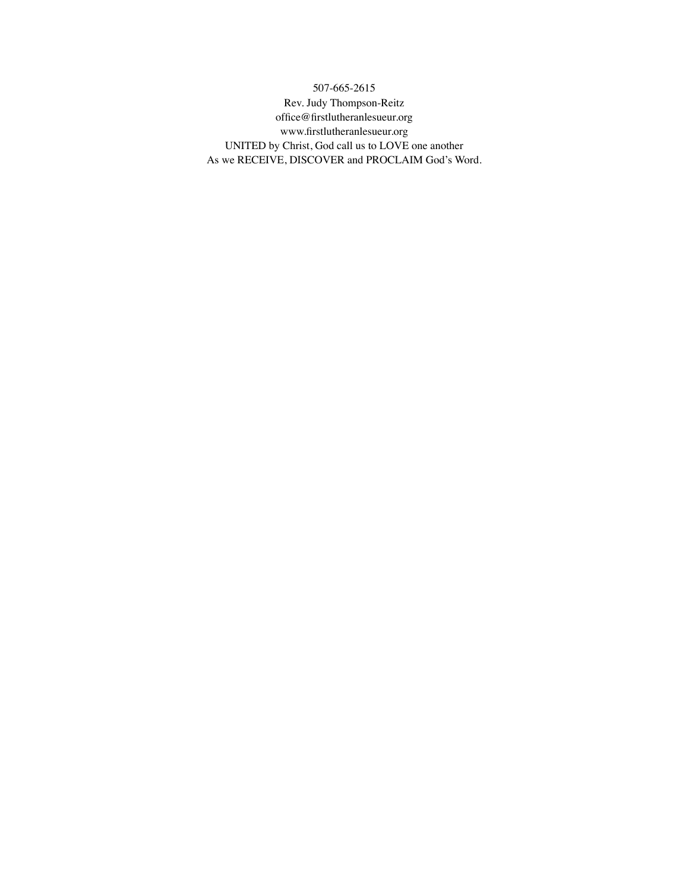507-665-2615

Rev. Judy Thompson-Reitz

office@firstlutheranlesueur.org

www.firstlutheranlesueur.org

UNITED by Christ, God call us to LOVE one another

As we RECEIVE, DISCOVER and PROCLAIM God's Word.